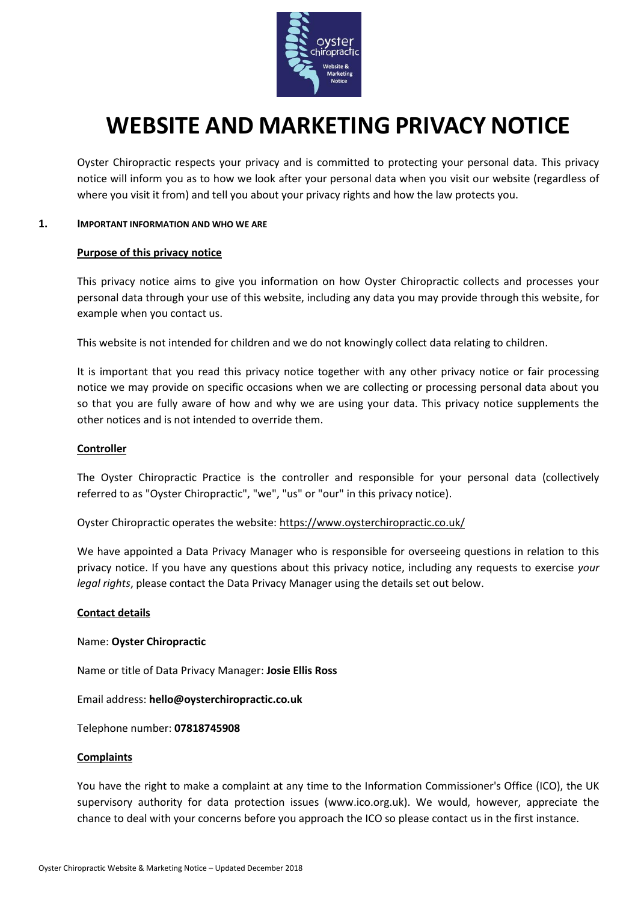# WEBSITE AND MARKETING PRIVACY NOTICE

Oyster Chiropractic respects your privacy and is committed to protecting your personal data. This privacy notice will inform you as to how we look after your personal data when you visit our website (regardless of where you visit it from) and tell you about your privacy rights and how the law protects you.

## 1. IMPORTANT INFORMATION AND WHO WE ARE

### Purpose of this privacy notice

This privacy notice aims to give you information on how Oyster Chiropractic collects and processes your personal data through your use of this website, including any data you may provide through this website, for example when you contact us.

This website is not intended for children and we do not knowingly collect data relating to children.

It is important that you read this privacy notice together with any other privacy notice or fair processing notice we may provide on specific occasions when we are collecting or processing personal data about you so that you are fully aware of how and why we are using your data. This privacy notice supplements the other notices and is not intended to override them.

### Controller

The Oyster Chiropractic Practice is the controller and responsible for your personal data (collectively referred to as "Oyster Chiropractic", "we", "us" or "our" in this privacy notice).

Oyster Chiropractic operates the website: https://www.oysterchiropractic.co.uk/

We have appointed a Data Privacy Manager who is responsible for overseeing questions in relation to this privacy notice. If you have any questions about this privacy notice, including any requests to exercise *your legal rights*, please contact the Data Privacy Manager using the details set out below.

### Contact details

Name: **Oyster Chiropractic**

Name or title of Data Privacy Manager: **Josie Ellis Ross**

Email address: **hello@oysterchiropractic.co.uk**

Telephone number: **07818745908**

### Complaints

You have the right to make a complaint at any time to the Information Commissioner's Office (ICO), the UK supervisory authority for data protection issues (www.ico.org.uk). We would, however, appreciate the chance to deal with your concerns before you approach the ICO so please contact us in the first instance.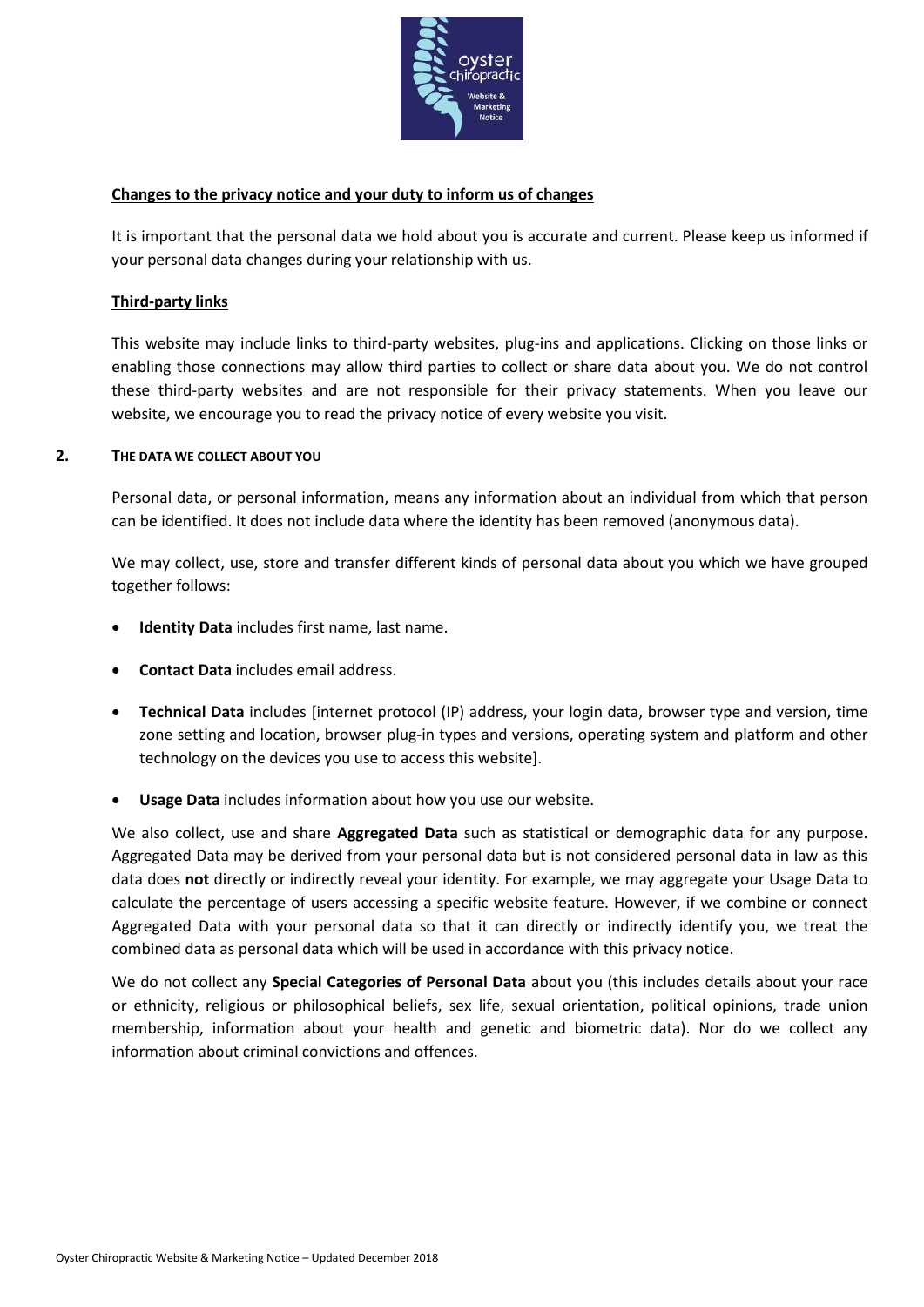**Changes to the privacy notice and your duty to inform us of changes**

It is important that the personal data we hold about you is accurate and current. Please keep us informed if your personal data changes during your relationship with us.

**Third-party links**

This website may include links to third-party websites, plug-ins and applications. Clicking on those links or enabling those connections may allow third parties to collect or share data about you. We do not control these third-party websites and are not responsible for their privacy statements. When you leave our website, we encourage you to read the privacy notice of every website you visit.

## 2. THE DATA WE COLLECT ABOUT YOU

Personal data, or personal information, means any information about an individual from which that person can be identified. It does not include data where the identity has been removed (anonymous data).

We may collect, use, store and transfer different kinds of personal data about you which we have grouped together follows:

- **Identity Data** includes first name, last name.
- **Contact Data** includes email address.
- **Technical Data** includes [internet protocol (IP) address, your login data, browser type and version, time zone setting and location, browser plug-in types and versions, operating system and platform and other technology on the devices you use to access this website].
- **Usage Data** includes information about how you use our website.

We also collect, use and share **Aggregated Data** such as statistical or demographic data for any purpose. Aggregated Data may be derived from your personal data but is not considered personal data in law as this data does **not** directly or indirectly reveal your identity. For example, we may aggregate your Usage Data to calculate the percentage of users accessing a specific website feature. However, if we combine or connect Aggregated Data with your personal data so that it can directly or indirectly identify you, we treat the combined data as personal data which will be used in accordance with this privacy notice.

We do not collect any **Special Categories of Personal Data** about you (this includes details about your race or ethnicity, religious or philosophical beliefs, sex life, sexual orientation, political opinions, trade union membership, information about your health and genetic and biometric data). Nor do we collect any information about criminal convictions and offences.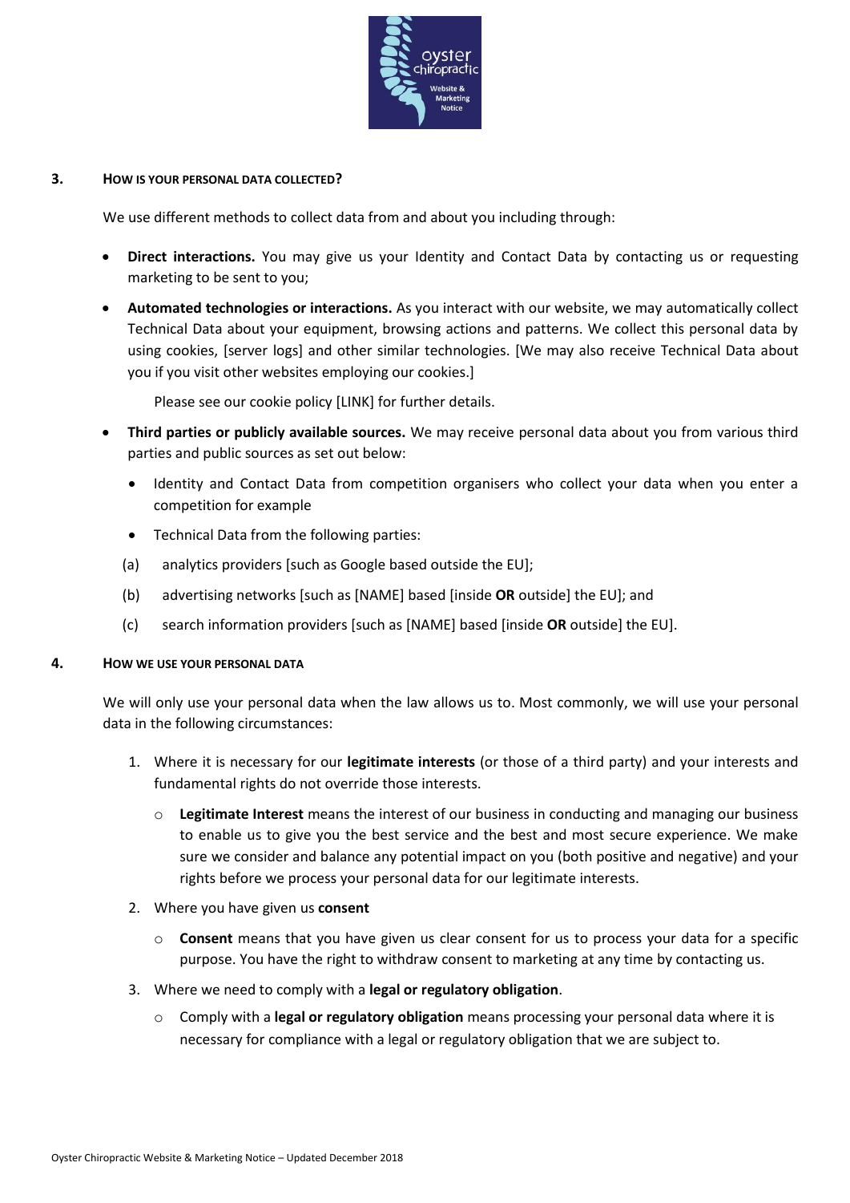## 3. How is your personal data collected?

We use different methods to collect data from and about you including through:

- **Direct interactions.** You may give us your Identity and Contact Data by contacting us or requesting marketing to be sent to you;
- **Automated technologies or interactions.** As you interact with our website, we may automatically collect Technical Data about your equipment, browsing actions and patterns. We collect this personal data by using cookies, [server logs] and other similar technologies. [We may also receive Technical Data about you if you visit other websites employing our cookies.]

  Please see our cookie policy [LINK] for further details.
- **Third parties or publicly available sources.** We may receive personal data about you from various third parties and public sources as set out below:
  - Identity and Contact Data from competition organisers who collect your data when you enter a competition for example
  - Technical Data from the following parties:

  (a) analytics providers [such as Google based outside the EU];

  (b) advertising networks [such as [NAME] based [inside **OR** outside] the EU]; and

  (c) search information providers [such as [NAME] based [inside **OR** outside] the EU].

## 4. How we use your personal data

We will only use your personal data when the law allows us to. Most commonly, we will use your personal data in the following circumstances:

1. Where it is necessary for our **legitimate interests** (or those of a third party) and your interests and fundamental rights do not override those interests.
   - **Legitimate Interest** means the interest of our business in conducting and managing our business to enable us to give you the best service and the best and most secure experience. We make sure we consider and balance any potential impact on you (both positive and negative) and your rights before we process your personal data for our legitimate interests.
2. Where you have given us **consent**
   - **Consent** means that you have given us clear consent for us to process your data for a specific purpose. You have the right to withdraw consent to marketing at any time by contacting us.
3. Where we need to comply with a **legal or regulatory obligation**.
   - Comply with a **legal or regulatory obligation** means processing your personal data where it is necessary for compliance with a legal or regulatory obligation that we are subject to.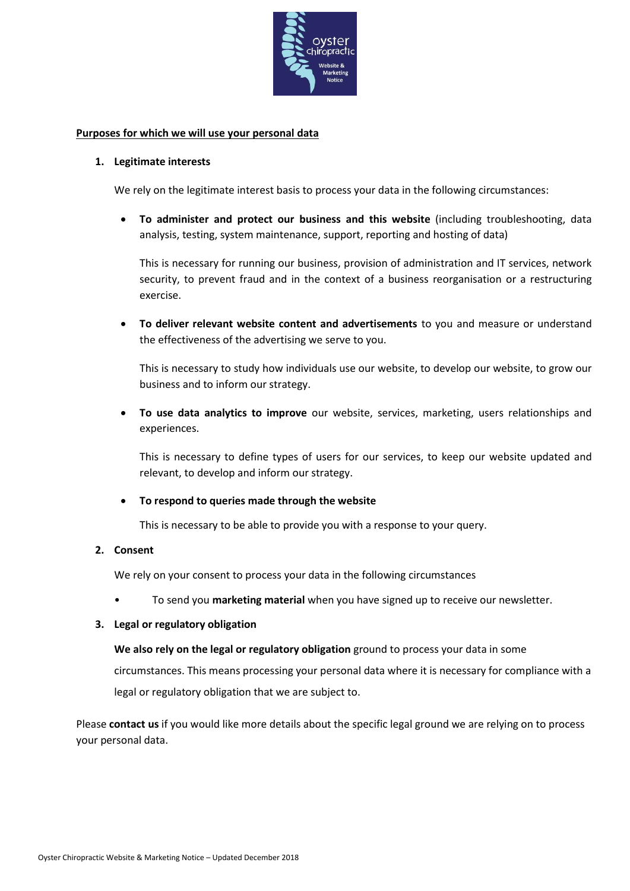**Purposes for which we will use your personal data**

1. **Legitimate interests**

   We rely on the legitimate interest basis to process your data in the following circumstances:

   - **To administer and protect our business and this website** (including troubleshooting, data analysis, testing, system maintenance, support, reporting and hosting of data)

     This is necessary for running our business, provision of administration and IT services, network security, to prevent fraud and in the context of a business reorganisation or a restructuring exercise.

   - **To deliver relevant website content and advertisements** to you and measure or understand the effectiveness of the advertising we serve to you.

     This is necessary to study how individuals use our website, to develop our website, to grow our business and to inform our strategy.

   - **To use data analytics to improve** our website, services, marketing, users relationships and experiences.

     This is necessary to define types of users for our services, to keep our website updated and relevant, to develop and inform our strategy.

   - **To respond to queries made through the website**

     This is necessary to be able to provide you with a response to your query.

2. **Consent**

   We rely on your consent to process your data in the following circumstances

   - To send you **marketing material** when you have signed up to receive our newsletter.

3. **Legal or regulatory obligation**

   **We also rely on the legal or regulatory obligation** ground to process your data in some circumstances. This means processing your personal data where it is necessary for compliance with a legal or regulatory obligation that we are subject to.

Please **contact us** if you would like more details about the specific legal ground we are relying on to process your personal data.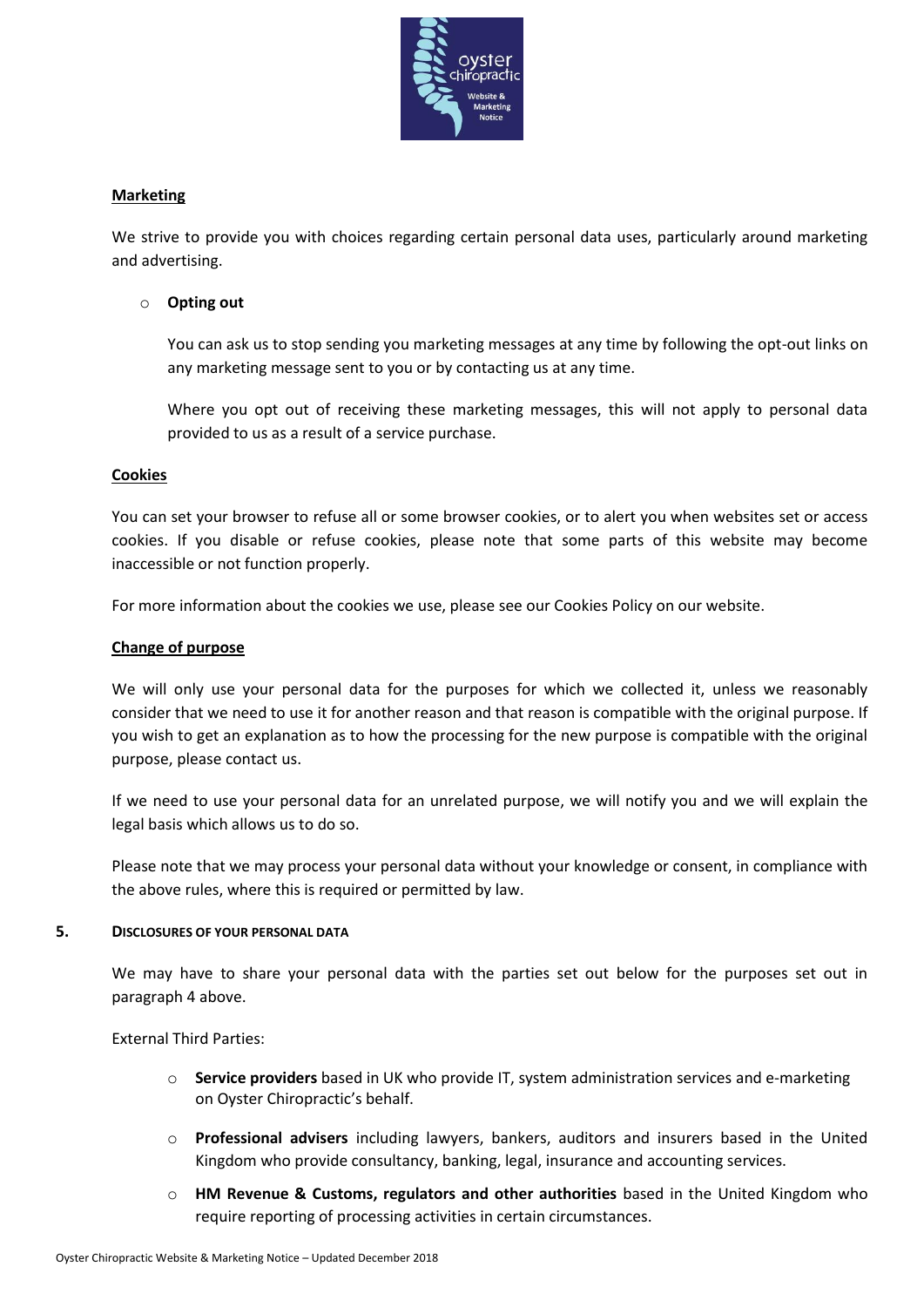**Marketing**

We strive to provide you with choices regarding certain personal data uses, particularly around marketing and advertising.

- **Opting out**

  You can ask us to stop sending you marketing messages at any time by following the opt-out links on any marketing message sent to you or by contacting us at any time.

  Where you opt out of receiving these marketing messages, this will not apply to personal data provided to us as a result of a service purchase.

**Cookies**

You can set your browser to refuse all or some browser cookies, or to alert you when websites set or access cookies. If you disable or refuse cookies, please note that some parts of this website may become inaccessible or not function properly.

For more information about the cookies we use, please see our Cookies Policy on our website.

**Change of purpose**

We will only use your personal data for the purposes for which we collected it, unless we reasonably consider that we need to use it for another reason and that reason is compatible with the original purpose. If you wish to get an explanation as to how the processing for the new purpose is compatible with the original purpose, please contact us.

If we need to use your personal data for an unrelated purpose, we will notify you and we will explain the legal basis which allows us to do so.

Please note that we may process your personal data without your knowledge or consent, in compliance with the above rules, where this is required or permitted by law.

## 5. DISCLOSURES OF YOUR PERSONAL DATA

We may have to share your personal data with the parties set out below for the purposes set out in paragraph 4 above.

External Third Parties:

- **Service providers** based in UK who provide IT, system administration services and e-marketing on Oyster Chiropractic's behalf.
- **Professional advisers** including lawyers, bankers, auditors and insurers based in the United Kingdom who provide consultancy, banking, legal, insurance and accounting services.
- **HM Revenue & Customs, regulators and other authorities** based in the United Kingdom who require reporting of processing activities in certain circumstances.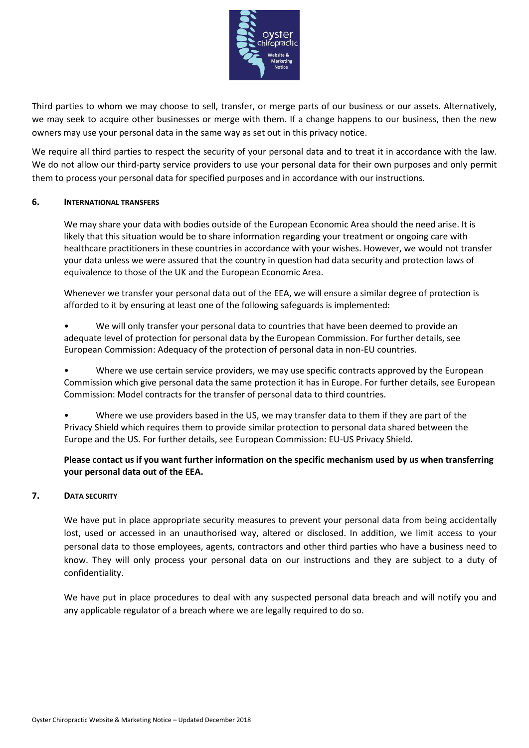Third parties to whom we may choose to sell, transfer, or merge parts of our business or our assets. Alternatively, we may seek to acquire other businesses or merge with them. If a change happens to our business, then the new owners may use your personal data in the same way as set out in this privacy notice.

We require all third parties to respect the security of your personal data and to treat it in accordance with the law. We do not allow our third-party service providers to use your personal data for their own purposes and only permit them to process your personal data for specified purposes and in accordance with our instructions.

## 6. INTERNATIONAL TRANSFERS

We may share your data with bodies outside of the European Economic Area should the need arise. It is likely that this situation would be to share information regarding your treatment or ongoing care with healthcare practitioners in these countries in accordance with your wishes. However, we would not transfer your data unless we were assured that the country in question had data security and protection laws of equivalence to those of the UK and the European Economic Area.

Whenever we transfer your personal data out of the EEA, we will ensure a similar degree of protection is afforded to it by ensuring at least one of the following safeguards is implemented:

- We will only transfer your personal data to countries that have been deemed to provide an adequate level of protection for personal data by the European Commission. For further details, see European Commission: Adequacy of the protection of personal data in non-EU countries.
- Where we use certain service providers, we may use specific contracts approved by the European Commission which give personal data the same protection it has in Europe. For further details, see European Commission: Model contracts for the transfer of personal data to third countries.
- Where we use providers based in the US, we may transfer data to them if they are part of the Privacy Shield which requires them to provide similar protection to personal data shared between the Europe and the US. For further details, see European Commission: EU-US Privacy Shield.

**Please contact us if you want further information on the specific mechanism used by us when transferring your personal data out of the EEA.**

## 7. DATA SECURITY

We have put in place appropriate security measures to prevent your personal data from being accidentally lost, used or accessed in an unauthorised way, altered or disclosed. In addition, we limit access to your personal data to those employees, agents, contractors and other third parties who have a business need to know. They will only process your personal data on our instructions and they are subject to a duty of confidentiality.

We have put in place procedures to deal with any suspected personal data breach and will notify you and any applicable regulator of a breach where we are legally required to do so.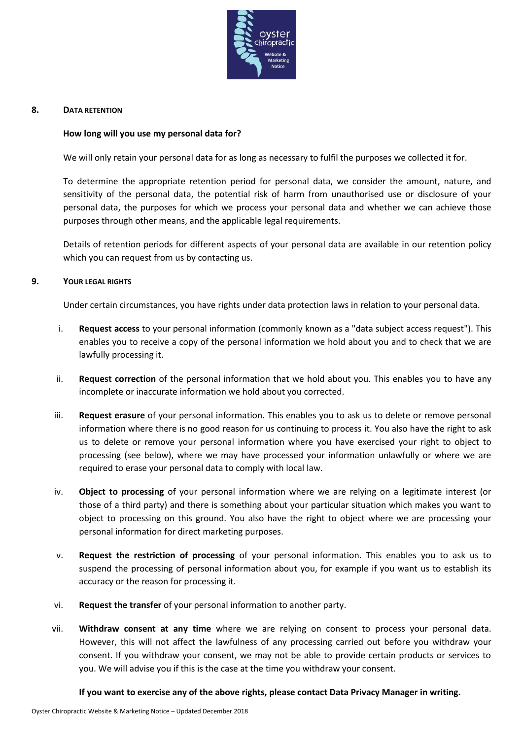## 8. DATA RETENTION

**How long will you use my personal data for?**

We will only retain your personal data for as long as necessary to fulfil the purposes we collected it for.

To determine the appropriate retention period for personal data, we consider the amount, nature, and sensitivity of the personal data, the potential risk of harm from unauthorised use or disclosure of your personal data, the purposes for which we process your personal data and whether we can achieve those purposes through other means, and the applicable legal requirements.

Details of retention periods for different aspects of your personal data are available in our retention policy which you can request from us by contacting us.

## 9. YOUR LEGAL RIGHTS

Under certain circumstances, you have rights under data protection laws in relation to your personal data.

i. **Request access** to your personal information (commonly known as a "data subject access request"). This enables you to receive a copy of the personal information we hold about you and to check that we are lawfully processing it.

ii. **Request correction** of the personal information that we hold about you. This enables you to have any incomplete or inaccurate information we hold about you corrected.

iii. **Request erasure** of your personal information. This enables you to ask us to delete or remove personal information where there is no good reason for us continuing to process it. You also have the right to ask us to delete or remove your personal information where you have exercised your right to object to processing (see below), where we may have processed your information unlawfully or where we are required to erase your personal data to comply with local law.

iv. **Object to processing** of your personal information where we are relying on a legitimate interest (or those of a third party) and there is something about your particular situation which makes you want to object to processing on this ground. You also have the right to object where we are processing your personal information for direct marketing purposes.

v. **Request the restriction of processing** of your personal information. This enables you to ask us to suspend the processing of personal information about you, for example if you want us to establish its accuracy or the reason for processing it.

vi. **Request the transfer** of your personal information to another party.

vii. **Withdraw consent at any time** where we are relying on consent to process your personal data. However, this will not affect the lawfulness of any processing carried out before you withdraw your consent. If you withdraw your consent, we may not be able to provide certain products or services to you. We will advise you if this is the case at the time you withdraw your consent.

**If you want to exercise any of the above rights, please contact Data Privacy Manager in writing.**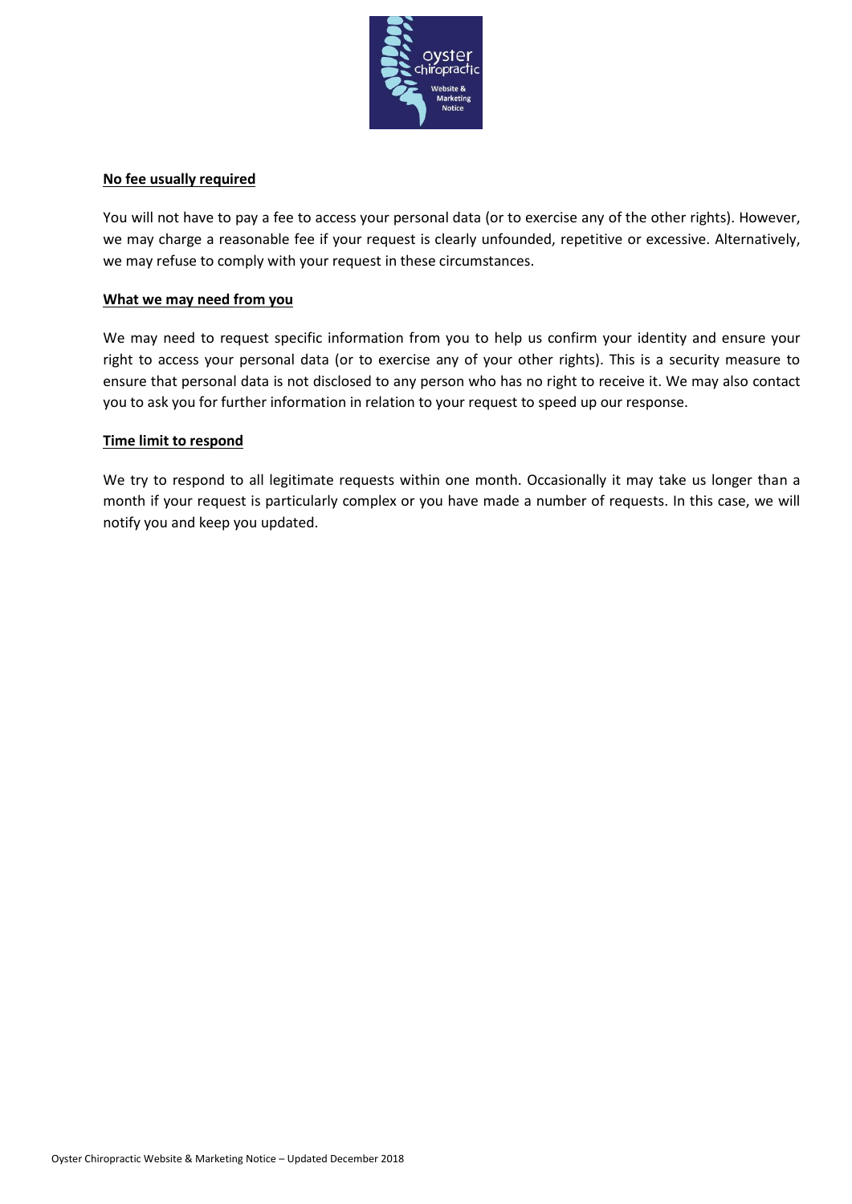**No fee usually required**

You will not have to pay a fee to access your personal data (or to exercise any of the other rights). However, we may charge a reasonable fee if your request is clearly unfounded, repetitive or excessive. Alternatively, we may refuse to comply with your request in these circumstances.

**What we may need from you**

We may need to request specific information from you to help us confirm your identity and ensure your right to access your personal data (or to exercise any of your other rights). This is a security measure to ensure that personal data is not disclosed to any person who has no right to receive it. We may also contact you to ask you for further information in relation to your request to speed up our response.

**Time limit to respond**

We try to respond to all legitimate requests within one month. Occasionally it may take us longer than a month if your request is particularly complex or you have made a number of requests. In this case, we will notify you and keep you updated.